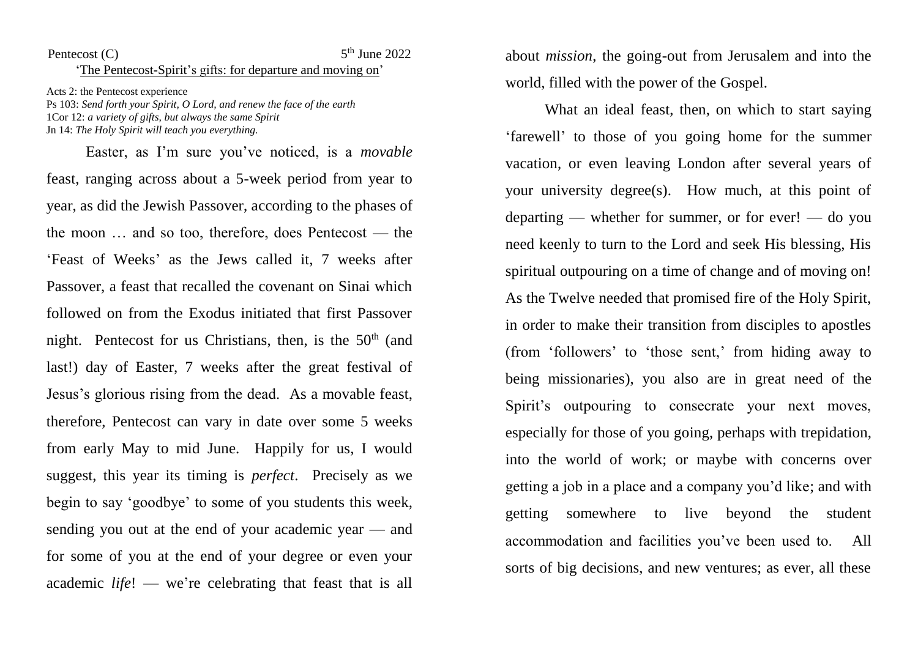Pentecost (C) 5th June 2022

'The Pentecost-Spirit's gifts: for departure and moving on'

Acts 2: the Pentecost experience
Ps 103: *Send forth your Spirit, O Lord, and renew the face of the earth*
1Cor 12: *a variety of gifts, but always the same Spirit*
Jn 14: *The Holy Spirit will teach you everything.*

Easter, as I'm sure you've noticed, is a *movable* feast, ranging across about a 5-week period from year to year, as did the Jewish Passover, according to the phases of the moon … and so too, therefore, does Pentecost — the 'Feast of Weeks' as the Jews called it, 7 weeks after Passover, a feast that recalled the covenant on Sinai which followed on from the Exodus initiated that first Passover night. Pentecost for us Christians, then, is the 50th (and last!) day of Easter, 7 weeks after the great festival of Jesus's glorious rising from the dead. As a movable feast, therefore, Pentecost can vary in date over some 5 weeks from early May to mid June. Happily for us, I would suggest, this year its timing is *perfect*. Precisely as we begin to say 'goodbye' to some of you students this week, sending you out at the end of your academic year — and for some of you at the end of your degree or even your academic *life*! — we're celebrating that feast that is all about *mission*, the going-out from Jerusalem and into the world, filled with the power of the Gospel.

What an ideal feast, then, on which to start saying 'farewell' to those of you going home for the summer vacation, or even leaving London after several years of your university degree(s). How much, at this point of departing — whether for summer, or for ever! — do you need keenly to turn to the Lord and seek His blessing, His spiritual outpouring on a time of change and of moving on! As the Twelve needed that promised fire of the Holy Spirit, in order to make their transition from disciples to apostles (from 'followers' to 'those sent,' from hiding away to being missionaries), you also are in great need of the Spirit's outpouring to consecrate your next moves, especially for those of you going, perhaps with trepidation, into the world of work; or maybe with concerns over getting a job in a place and a company you'd like; and with getting somewhere to live beyond the student accommodation and facilities you've been used to. All sorts of big decisions, and new ventures; as ever, all these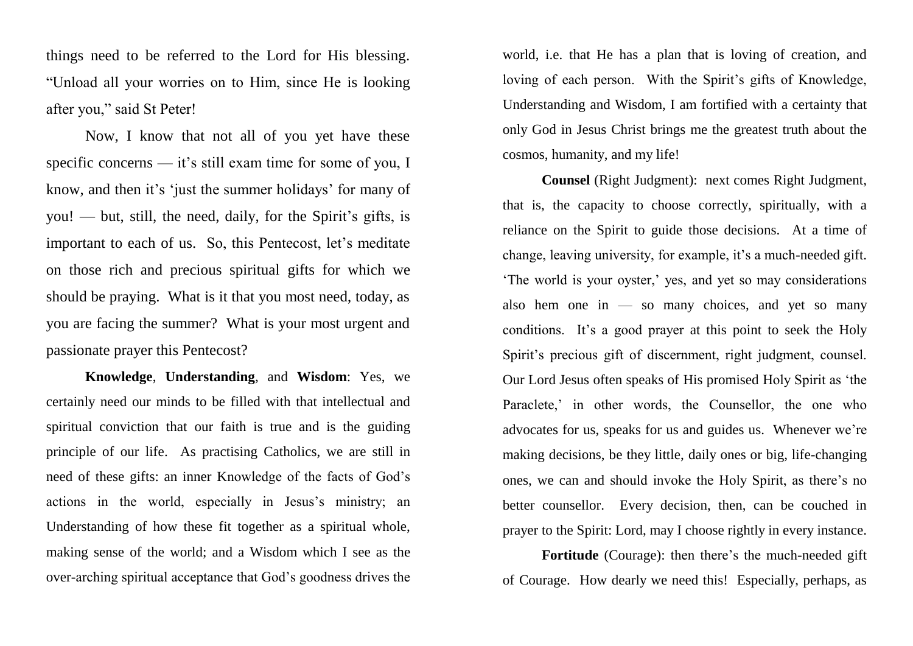things need to be referred to the Lord for His blessing. “Unload all your worries on to Him, since He is looking after you,” said St Peter!

Now, I know that not all of you yet have these specific concerns — it’s still exam time for some of you, I know, and then it’s ‘just the summer holidays’ for many of you! — but, still, the need, daily, for the Spirit’s gifts, is important to each of us. So, this Pentecost, let’s meditate on those rich and precious spiritual gifts for which we should be praying. What is it that you most need, today, as you are facing the summer? What is your most urgent and passionate prayer this Pentecost?

**Knowledge**, **Understanding**, and **Wisdom**: Yes, we certainly need our minds to be filled with that intellectual and spiritual conviction that our faith is true and is the guiding principle of our life. As practising Catholics, we are still in need of these gifts: an inner Knowledge of the facts of God’s actions in the world, especially in Jesus’s ministry; an Understanding of how these fit together as a spiritual whole, making sense of the world; and a Wisdom which I see as the over-arching spiritual acceptance that God’s goodness drives the world, i.e. that He has a plan that is loving of creation, and loving of each person. With the Spirit’s gifts of Knowledge, Understanding and Wisdom, I am fortified with a certainty that only God in Jesus Christ brings me the greatest truth about the cosmos, humanity, and my life!

**Counsel** (Right Judgment): next comes Right Judgment, that is, the capacity to choose correctly, spiritually, with a reliance on the Spirit to guide those decisions. At a time of change, leaving university, for example, it’s a much-needed gift. ‘The world is your oyster,’ yes, and yet so may considerations also hem one in — so many choices, and yet so many conditions. It’s a good prayer at this point to seek the Holy Spirit’s precious gift of discernment, right judgment, counsel. Our Lord Jesus often speaks of His promised Holy Spirit as ‘the Paraclete,’ in other words, the Counsellor, the one who advocates for us, speaks for us and guides us. Whenever we’re making decisions, be they little, daily ones or big, life-changing ones, we can and should invoke the Holy Spirit, as there’s no better counsellor. Every decision, then, can be couched in prayer to the Spirit: Lord, may I choose rightly in every instance.

**Fortitude** (Courage): then there’s the much-needed gift of Courage. How dearly we need this! Especially, perhaps, as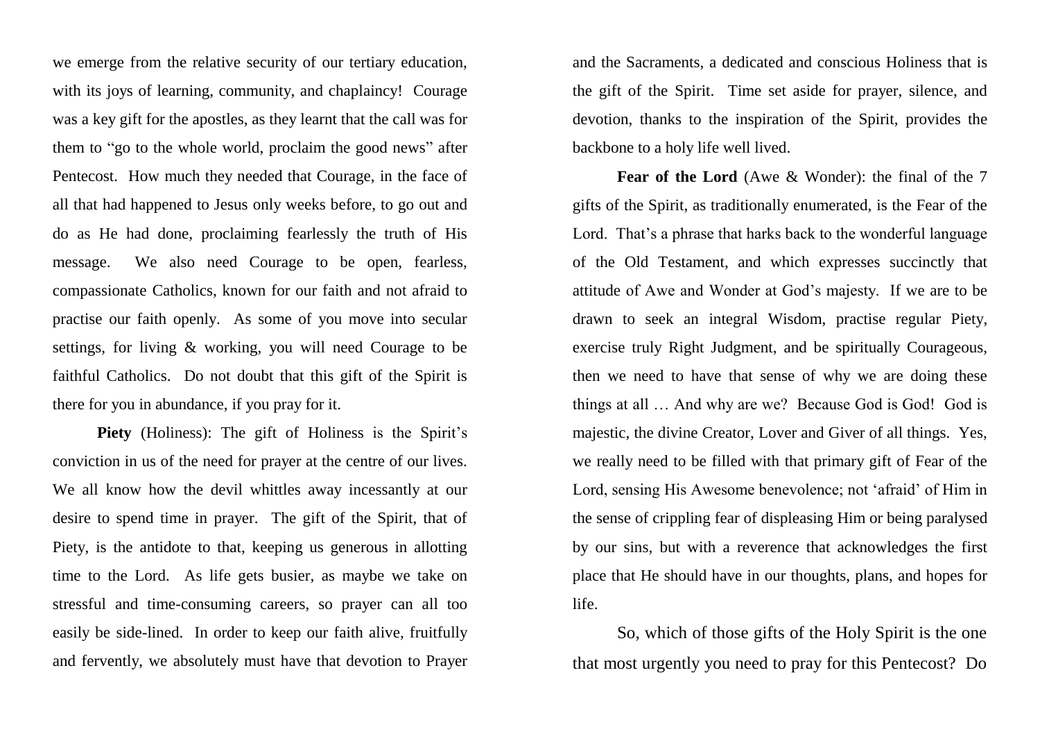we emerge from the relative security of our tertiary education, with its joys of learning, community, and chaplaincy! Courage was a key gift for the apostles, as they learnt that the call was for them to "go to the whole world, proclaim the good news" after Pentecost. How much they needed that Courage, in the face of all that had happened to Jesus only weeks before, to go out and do as He had done, proclaiming fearlessly the truth of His message. We also need Courage to be open, fearless, compassionate Catholics, known for our faith and not afraid to practise our faith openly. As some of you move into secular settings, for living & working, you will need Courage to be faithful Catholics. Do not doubt that this gift of the Spirit is there for you in abundance, if you pray for it.

**Piety** (Holiness): The gift of Holiness is the Spirit's conviction in us of the need for prayer at the centre of our lives. We all know how the devil whittles away incessantly at our desire to spend time in prayer. The gift of the Spirit, that of Piety, is the antidote to that, keeping us generous in allotting time to the Lord. As life gets busier, as maybe we take on stressful and time-consuming careers, so prayer can all too easily be side-lined. In order to keep our faith alive, fruitfully and fervently, we absolutely must have that devotion to Prayer and the Sacraments, a dedicated and conscious Holiness that is the gift of the Spirit. Time set aside for prayer, silence, and devotion, thanks to the inspiration of the Spirit, provides the backbone to a holy life well lived.

**Fear of the Lord** (Awe & Wonder): the final of the 7 gifts of the Spirit, as traditionally enumerated, is the Fear of the Lord. That's a phrase that harks back to the wonderful language of the Old Testament, and which expresses succinctly that attitude of Awe and Wonder at God's majesty. If we are to be drawn to seek an integral Wisdom, practise regular Piety, exercise truly Right Judgment, and be spiritually Courageous, then we need to have that sense of why we are doing these things at all … And why are we? Because God is God! God is majestic, the divine Creator, Lover and Giver of all things. Yes, we really need to be filled with that primary gift of Fear of the Lord, sensing His Awesome benevolence; not 'afraid' of Him in the sense of crippling fear of displeasing Him or being paralysed by our sins, but with a reverence that acknowledges the first place that He should have in our thoughts, plans, and hopes for life.

So, which of those gifts of the Holy Spirit is the one that most urgently you need to pray for this Pentecost? Do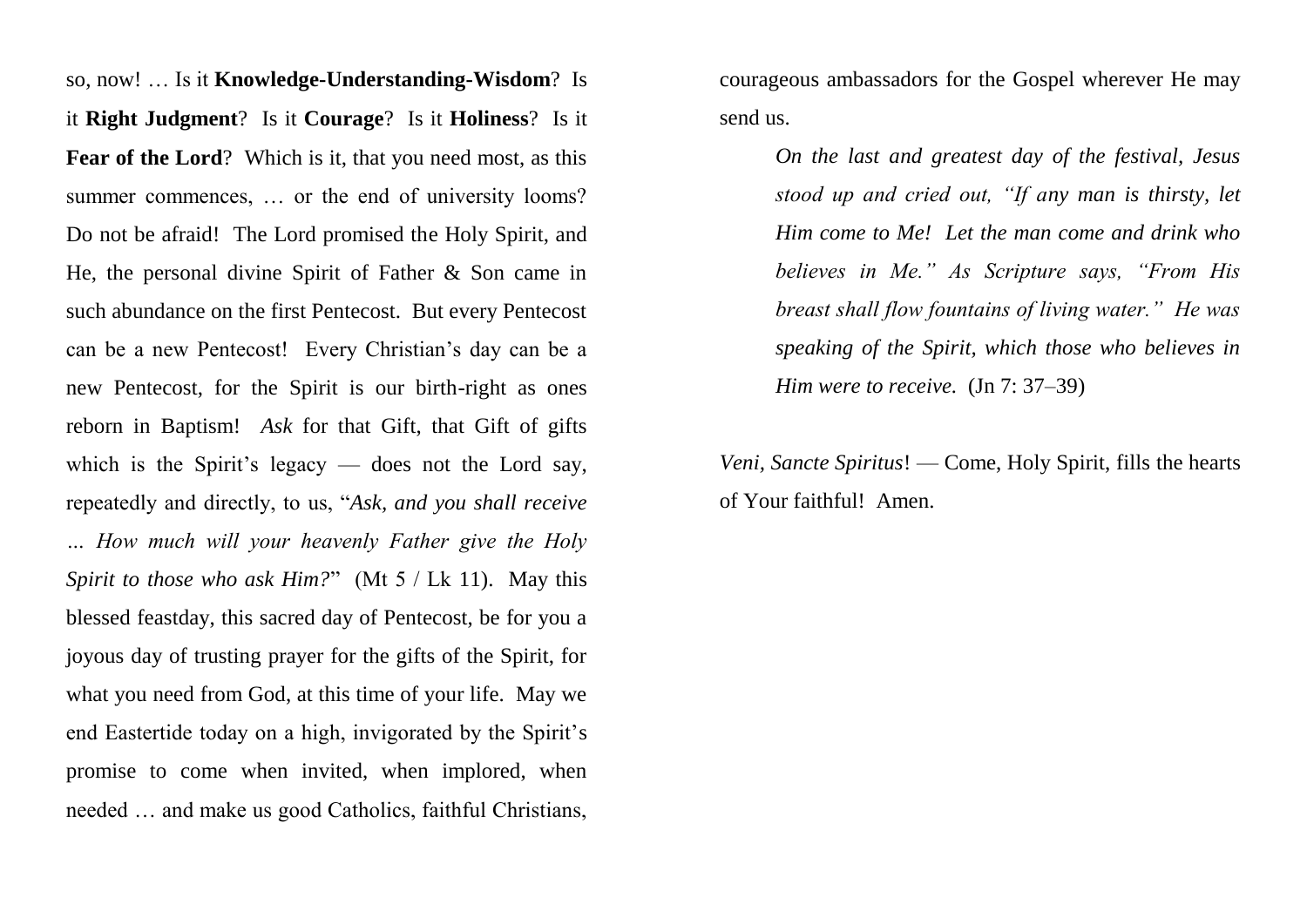so, now! … Is it **Knowledge-Understanding-Wisdom**? Is it **Right Judgment**? Is it **Courage**? Is it **Holiness**? Is it **Fear of the Lord**? Which is it, that you need most, as this summer commences, … or the end of university looms? Do not be afraid! The Lord promised the Holy Spirit, and He, the personal divine Spirit of Father & Son came in such abundance on the first Pentecost. But every Pentecost can be a new Pentecost! Every Christian's day can be a new Pentecost, for the Spirit is our birth-right as ones reborn in Baptism! *Ask* for that Gift, that Gift of gifts which is the Spirit's legacy — does not the Lord say, repeatedly and directly, to us, "*Ask, and you shall receive … How much will your heavenly Father give the Holy Spirit to those who ask Him?*" (Mt 5 / Lk 11). May this blessed feastday, this sacred day of Pentecost, be for you a joyous day of trusting prayer for the gifts of the Spirit, for what you need from God, at this time of your life. May we end Eastertide today on a high, invigorated by the Spirit's promise to come when invited, when implored, when needed … and make us good Catholics, faithful Christians, courageous ambassadors for the Gospel wherever He may send us.

> *On the last and greatest day of the festival, Jesus stood up and cried out, "If any man is thirsty, let Him come to Me! Let the man come and drink who believes in Me." As Scripture says, "From His breast shall flow fountains of living water." He was speaking of the Spirit, which those who believes in Him were to receive.* (Jn 7: 37–39)

*Veni, Sancte Spiritus*! — Come, Holy Spirit, fills the hearts of Your faithful! Amen.